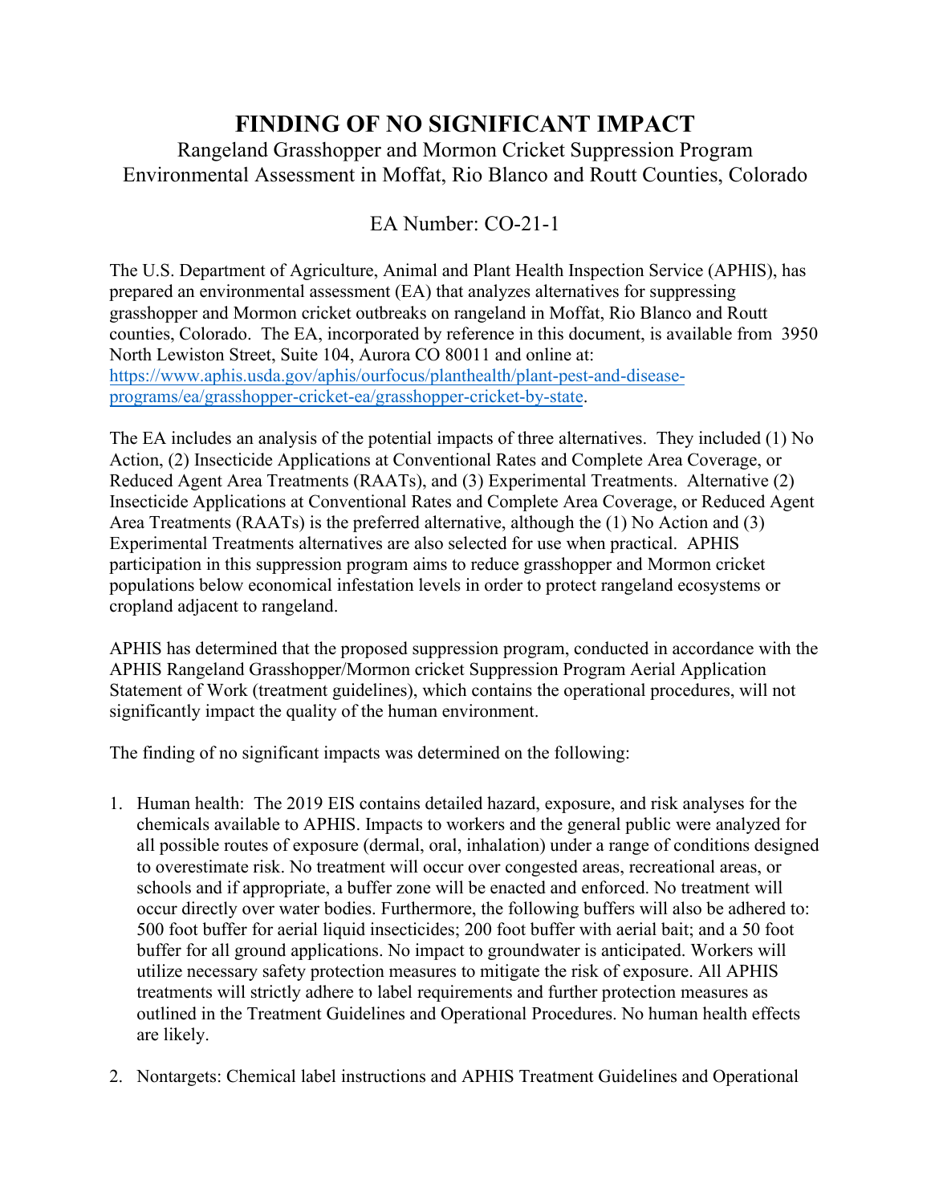# FINDING OF NO SIGNIFICANT IMPACT

Rangeland Grasshopper and Mormon Cricket Suppression Program
Environmental Assessment in Moffat, Rio Blanco and Routt Counties, Colorado

EA Number: CO-21-1

The U.S. Department of Agriculture, Animal and Plant Health Inspection Service (APHIS), has prepared an environmental assessment (EA) that analyzes alternatives for suppressing grasshopper and Mormon cricket outbreaks on rangeland in Moffat, Rio Blanco and Routt counties, Colorado. The EA, incorporated by reference in this document, is available from 3950 North Lewiston Street, Suite 104, Aurora CO 80011 and online at: [https://www.aphis.usda.gov/aphis/ourfocus/planthealth/plant-pest-and-disease-programs/ea/grasshopper-cricket-ea/grasshopper-cricket-by-state](https://www.aphis.usda.gov/aphis/ourfocus/planthealth/plant-pest-and-disease-programs/ea/grasshopper-cricket-ea/grasshopper-cricket-by-state).

The EA includes an analysis of the potential impacts of three alternatives. They included (1) No Action, (2) Insecticide Applications at Conventional Rates and Complete Area Coverage, or Reduced Agent Area Treatments (RAATs), and (3) Experimental Treatments. Alternative (2) Insecticide Applications at Conventional Rates and Complete Area Coverage, or Reduced Agent Area Treatments (RAATs) is the preferred alternative, although the (1) No Action and (3) Experimental Treatments alternatives are also selected for use when practical. APHIS participation in this suppression program aims to reduce grasshopper and Mormon cricket populations below economical infestation levels in order to protect rangeland ecosystems or cropland adjacent to rangeland.

APHIS has determined that the proposed suppression program, conducted in accordance with the APHIS Rangeland Grasshopper/Mormon cricket Suppression Program Aerial Application Statement of Work (treatment guidelines), which contains the operational procedures, will not significantly impact the quality of the human environment.

The finding of no significant impacts was determined on the following:

1. Human health: The 2019 EIS contains detailed hazard, exposure, and risk analyses for the chemicals available to APHIS. Impacts to workers and the general public were analyzed for all possible routes of exposure (dermal, oral, inhalation) under a range of conditions designed to overestimate risk. No treatment will occur over congested areas, recreational areas, or schools and if appropriate, a buffer zone will be enacted and enforced. No treatment will occur directly over water bodies. Furthermore, the following buffers will also be adhered to: 500 foot buffer for aerial liquid insecticides; 200 foot buffer with aerial bait; and a 50 foot buffer for all ground applications. No impact to groundwater is anticipated. Workers will utilize necessary safety protection measures to mitigate the risk of exposure. All APHIS treatments will strictly adhere to label requirements and further protection measures as outlined in the Treatment Guidelines and Operational Procedures. No human health effects are likely.

2. Nontargets: Chemical label instructions and APHIS Treatment Guidelines and Operational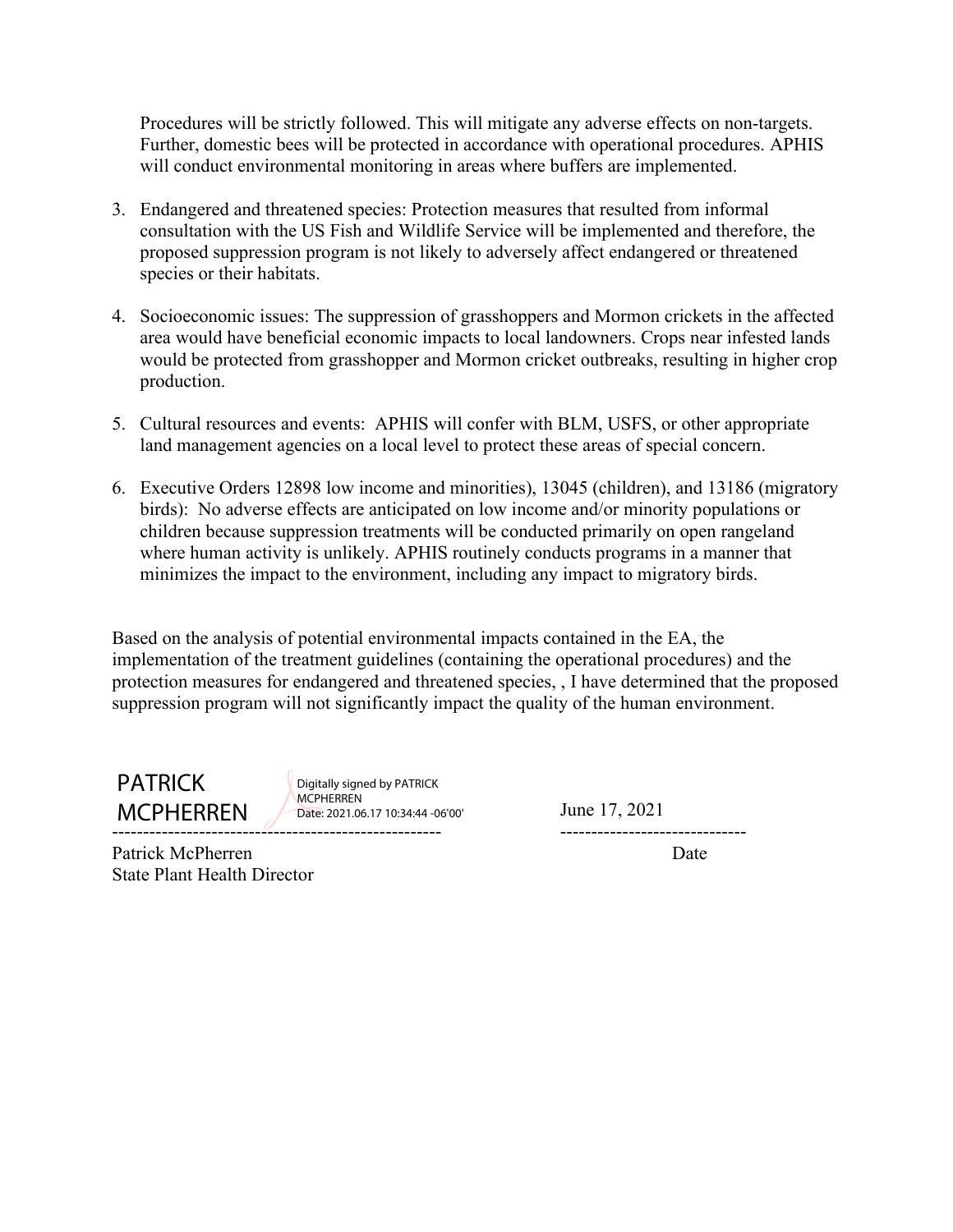Procedures will be strictly followed. This will mitigate any adverse effects on non-targets. Further, domestic bees will be protected in accordance with operational procedures. APHIS will conduct environmental monitoring in areas where buffers are implemented.

3. Endangered and threatened species: Protection measures that resulted from informal consultation with the US Fish and Wildlife Service will be implemented and therefore, the proposed suppression program is not likely to adversely affect endangered or threatened species or their habitats.

4. Socioeconomic issues: The suppression of grasshoppers and Mormon crickets in the affected area would have beneficial economic impacts to local landowners. Crops near infested lands would be protected from grasshopper and Mormon cricket outbreaks, resulting in higher crop production.

5. Cultural resources and events: APHIS will confer with BLM, USFS, or other appropriate land management agencies on a local level to protect these areas of special concern.

6. Executive Orders 12898 low income and minorities), 13045 (children), and 13186 (migratory birds): No adverse effects are anticipated on low income and/or minority populations or children because suppression treatments will be conducted primarily on open rangeland where human activity is unlikely. APHIS routinely conducts programs in a manner that minimizes the impact to the environment, including any impact to migratory birds.

Based on the analysis of potential environmental impacts contained in the EA, the implementation of the treatment guidelines (containing the operational procedures) and the protection measures for endangered and threatened species, , I have determined that the proposed suppression program will not significantly impact the quality of the human environment.

PATRICK MCPHERREN    Digitally signed by PATRICK MCPHERREN Date: 2021.06.17 10:34:44 -06'00'

June 17, 2021

Patrick McPherren
State Plant Health Director

Date